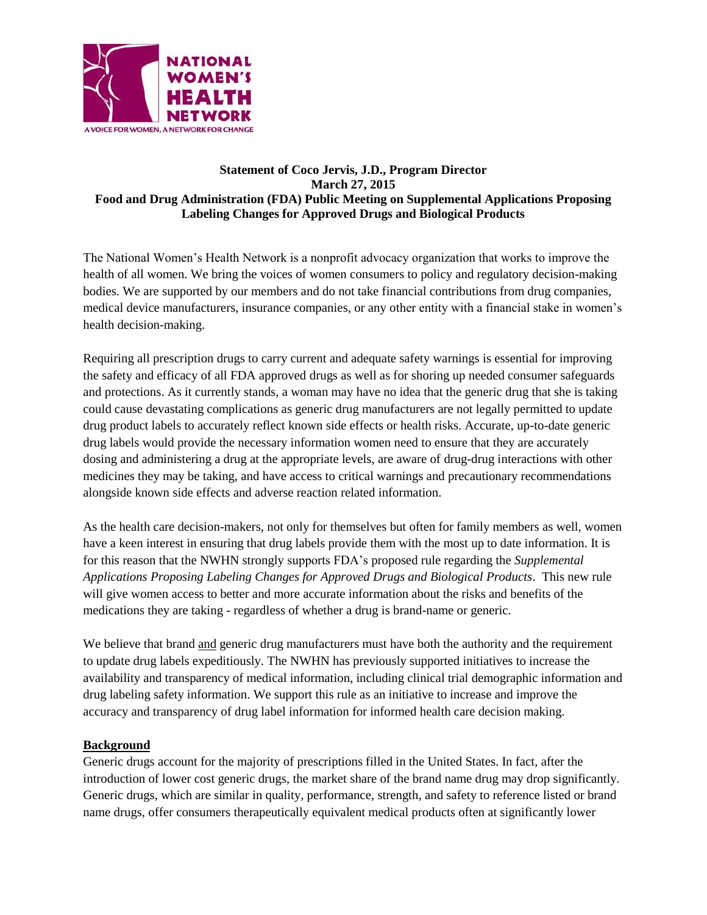NATIONAL WOMEN'S HEALTH NETWORK

A VOICE FOR WOMEN, A NETWORK FOR CHANGE

**Statement of Coco Jervis, J.D., Program Director**
**March 27, 2015**
**Food and Drug Administration (FDA) Public Meeting on Supplemental Applications Proposing Labeling Changes for Approved Drugs and Biological Products**

The National Women's Health Network is a nonprofit advocacy organization that works to improve the health of all women. We bring the voices of women consumers to policy and regulatory decision-making bodies. We are supported by our members and do not take financial contributions from drug companies, medical device manufacturers, insurance companies, or any other entity with a financial stake in women's health decision-making.

Requiring all prescription drugs to carry current and adequate safety warnings is essential for improving the safety and efficacy of all FDA approved drugs as well as for shoring up needed consumer safeguards and protections. As it currently stands, a woman may have no idea that the generic drug that she is taking could cause devastating complications as generic drug manufacturers are not legally permitted to update drug product labels to accurately reflect known side effects or health risks. Accurate, up-to-date generic drug labels would provide the necessary information women need to ensure that they are accurately dosing and administering a drug at the appropriate levels, are aware of drug-drug interactions with other medicines they may be taking, and have access to critical warnings and precautionary recommendations alongside known side effects and adverse reaction related information.

As the health care decision-makers, not only for themselves but often for family members as well, women have a keen interest in ensuring that drug labels provide them with the most up to date information. It is for this reason that the NWHN strongly supports FDA's proposed rule regarding the *Supplemental Applications Proposing Labeling Changes for Approved Drugs and Biological Products*. This new rule will give women access to better and more accurate information about the risks and benefits of the medications they are taking - regardless of whether a drug is brand-name or generic.

We believe that brand and generic drug manufacturers must have both the authority and the requirement to update drug labels expeditiously. The NWHN has previously supported initiatives to increase the availability and transparency of medical information, including clinical trial demographic information and drug labeling safety information. We support this rule as an initiative to increase and improve the accuracy and transparency of drug label information for informed health care decision making.

## Background

Generic drugs account for the majority of prescriptions filled in the United States. In fact, after the introduction of lower cost generic drugs, the market share of the brand name drug may drop significantly. Generic drugs, which are similar in quality, performance, strength, and safety to reference listed or brand name drugs, offer consumers therapeutically equivalent medical products often at significantly lower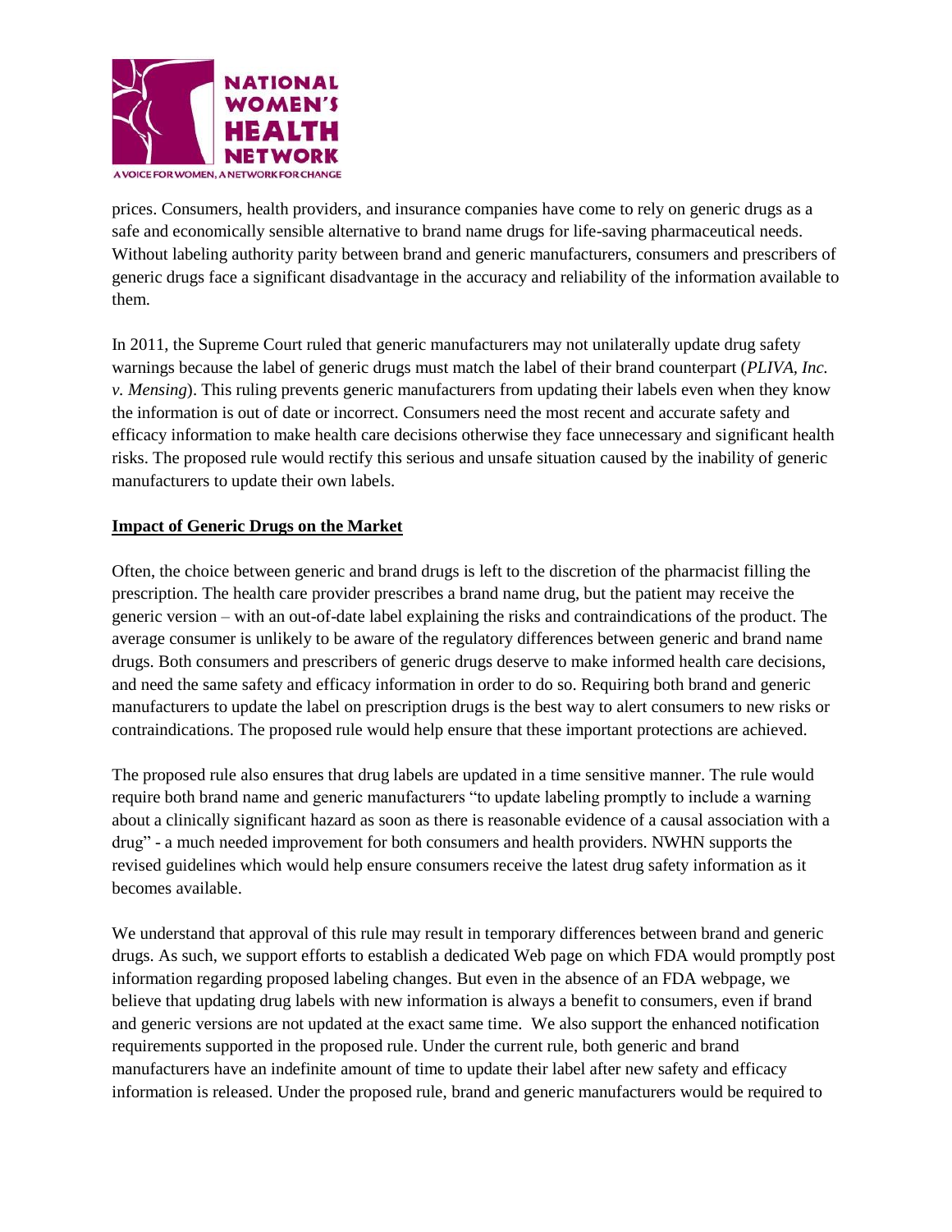prices. Consumers, health providers, and insurance companies have come to rely on generic drugs as a safe and economically sensible alternative to brand name drugs for life-saving pharmaceutical needs. Without labeling authority parity between brand and generic manufacturers, consumers and prescribers of generic drugs face a significant disadvantage in the accuracy and reliability of the information available to them.

In 2011, the Supreme Court ruled that generic manufacturers may not unilaterally update drug safety warnings because the label of generic drugs must match the label of their brand counterpart (*PLIVA, Inc. v. Mensing*). This ruling prevents generic manufacturers from updating their labels even when they know the information is out of date or incorrect. Consumers need the most recent and accurate safety and efficacy information to make health care decisions otherwise they face unnecessary and significant health risks. The proposed rule would rectify this serious and unsafe situation caused by the inability of generic manufacturers to update their own labels.

**Impact of Generic Drugs on the Market**

Often, the choice between generic and brand drugs is left to the discretion of the pharmacist filling the prescription. The health care provider prescribes a brand name drug, but the patient may receive the generic version – with an out-of-date label explaining the risks and contraindications of the product. The average consumer is unlikely to be aware of the regulatory differences between generic and brand name drugs. Both consumers and prescribers of generic drugs deserve to make informed health care decisions, and need the same safety and efficacy information in order to do so. Requiring both brand and generic manufacturers to update the label on prescription drugs is the best way to alert consumers to new risks or contraindications. The proposed rule would help ensure that these important protections are achieved.

The proposed rule also ensures that drug labels are updated in a time sensitive manner. The rule would require both brand name and generic manufacturers "to update labeling promptly to include a warning about a clinically significant hazard as soon as there is reasonable evidence of a causal association with a drug" - a much needed improvement for both consumers and health providers. NWHN supports the revised guidelines which would help ensure consumers receive the latest drug safety information as it becomes available.

We understand that approval of this rule may result in temporary differences between brand and generic drugs. As such, we support efforts to establish a dedicated Web page on which FDA would promptly post information regarding proposed labeling changes. But even in the absence of an FDA webpage, we believe that updating drug labels with new information is always a benefit to consumers, even if brand and generic versions are not updated at the exact same time. We also support the enhanced notification requirements supported in the proposed rule. Under the current rule, both generic and brand manufacturers have an indefinite amount of time to update their label after new safety and efficacy information is released. Under the proposed rule, brand and generic manufacturers would be required to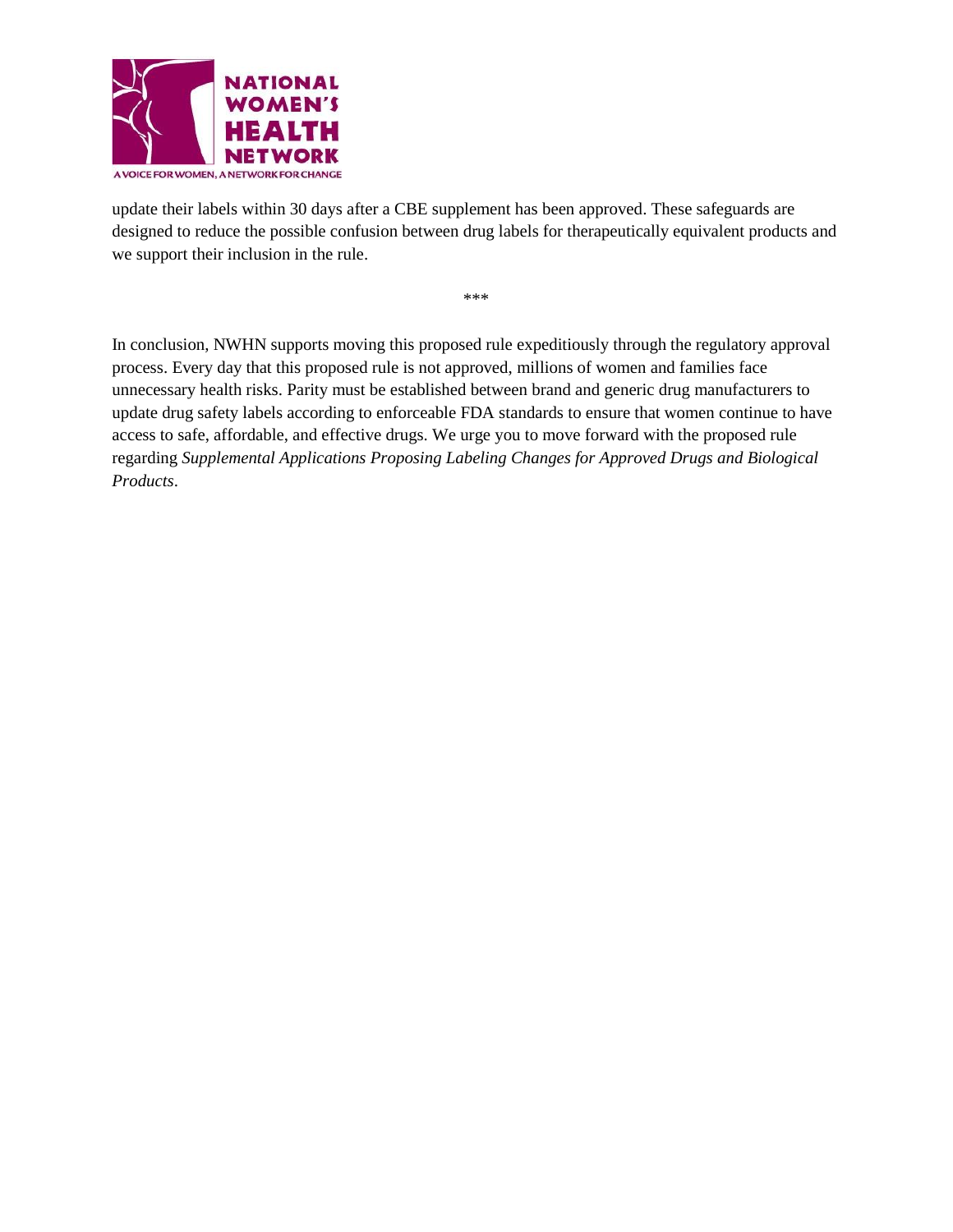update their labels within 30 days after a CBE supplement has been approved. These safeguards are designed to reduce the possible confusion between drug labels for therapeutically equivalent products and we support their inclusion in the rule.

***

In conclusion, NWHN supports moving this proposed rule expeditiously through the regulatory approval process. Every day that this proposed rule is not approved, millions of women and families face unnecessary health risks. Parity must be established between brand and generic drug manufacturers to update drug safety labels according to enforceable FDA standards to ensure that women continue to have access to safe, affordable, and effective drugs. We urge you to move forward with the proposed rule regarding *Supplemental Applications Proposing Labeling Changes for Approved Drugs and Biological Products*.